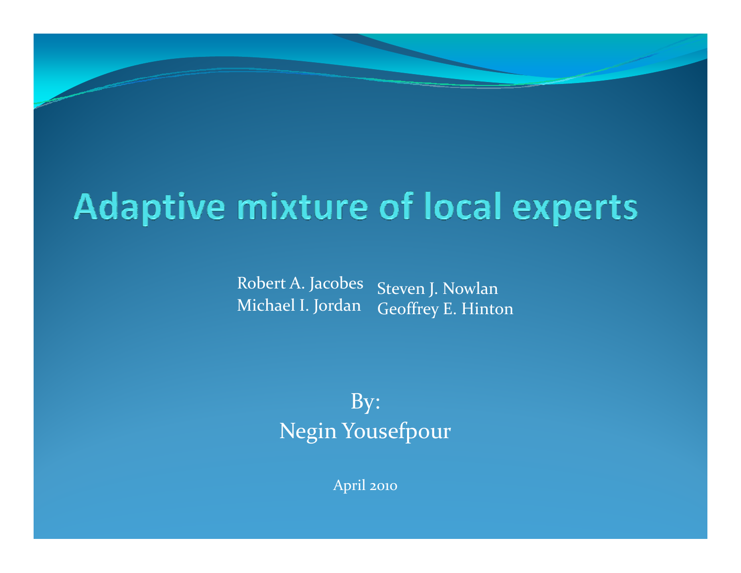# Adaptive mixture of local experts

Robert A. Jacobes
Michael I. Jordan
Steven J. Nowlan
Geoffrey E. Hinton

By:
Negin Yousefpour

April 2010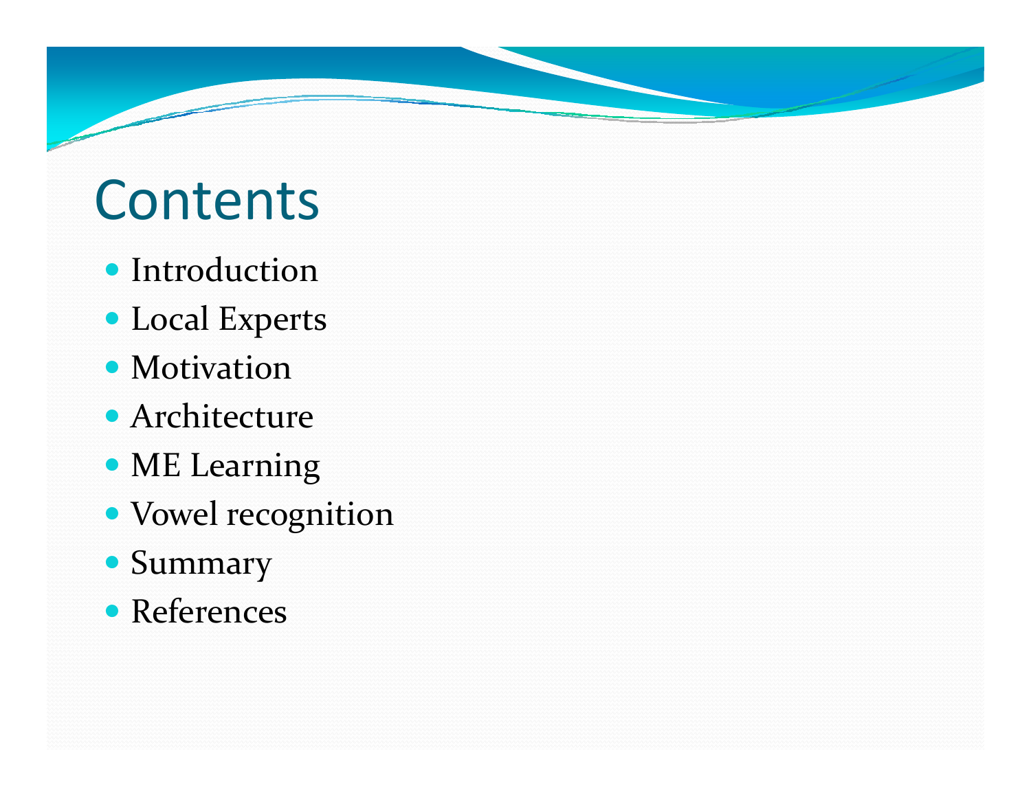# Contents

- Introduction
- Local Experts
- Motivation
- Architecture
- ME Learning
- Vowel recognition
- Summary
- References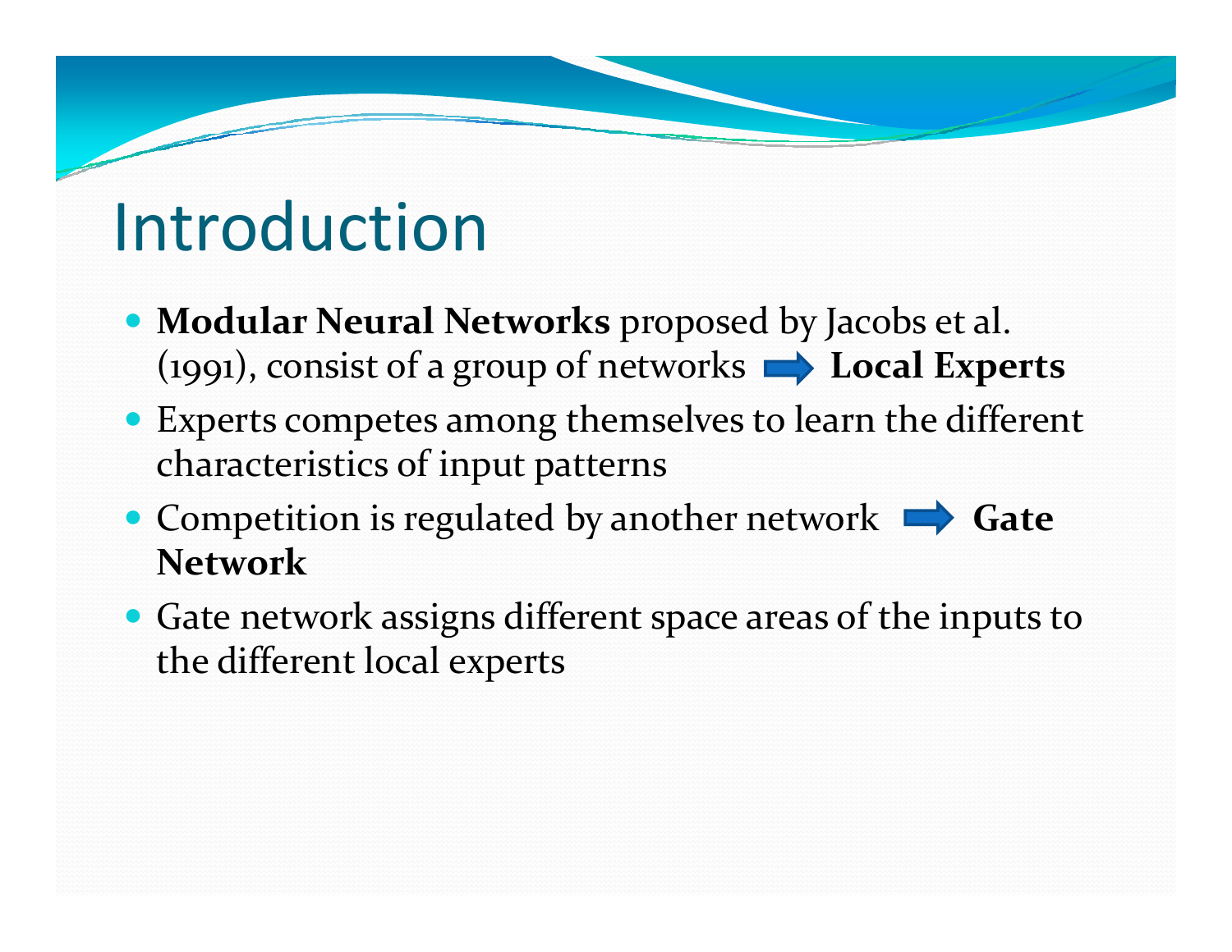# Introduction

- **Modular Neural Networks** proposed by Jacobs et al. (1991), consist of a group of networks ➡ **Local Experts**
- Experts competes among themselves to learn the different characteristics of input patterns
- Competition is regulated by another network ➡ **Gate Network**
- Gate network assigns different space areas of the inputs to the different local experts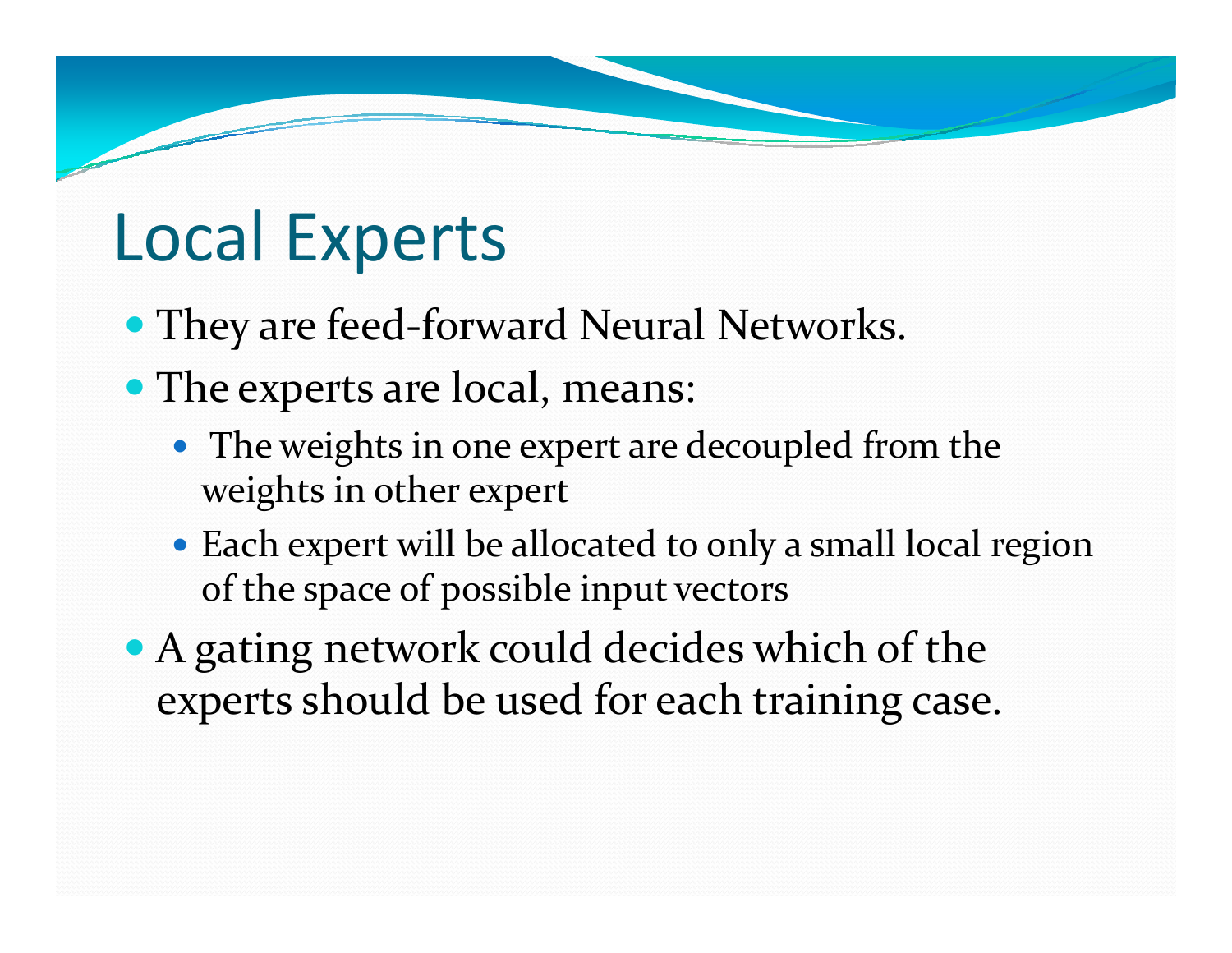# Local Experts

- They are feed-forward Neural Networks.
- The experts are local, means:
  - The weights in one expert are decoupled from the weights in other expert
  - Each expert will be allocated to only a small local region of the space of possible input vectors
- A gating network could decides which of the experts should be used for each training case.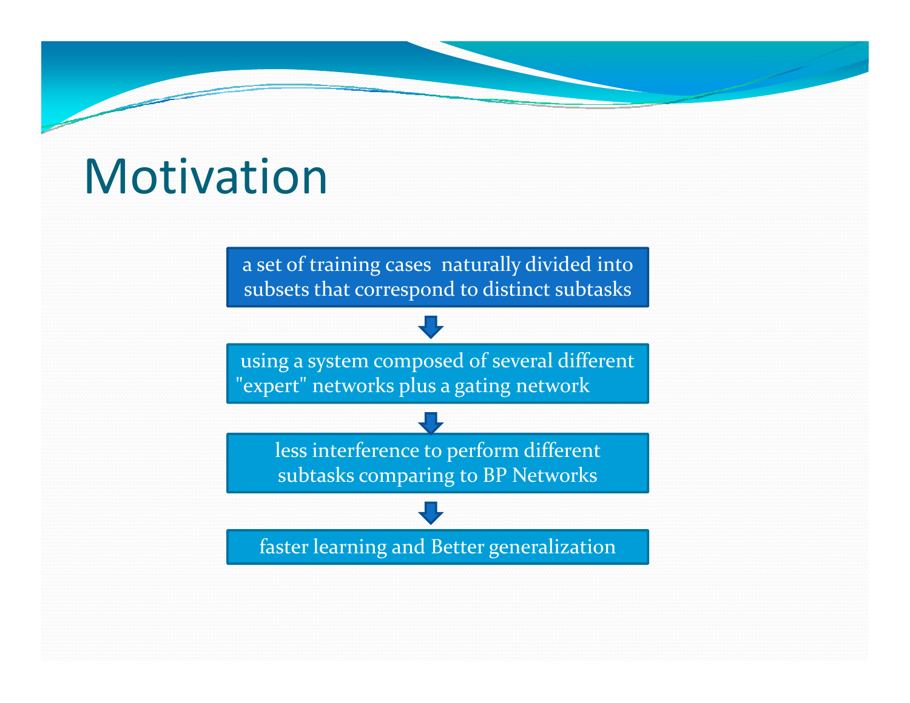# Motivation

a set of training cases naturally divided into subsets that correspond to distinct subtasks

↓

using a system composed of several different "expert" networks plus a gating network

↓

less interference to perform different subtasks comparing to BP Networks

↓

faster learning and Better generalization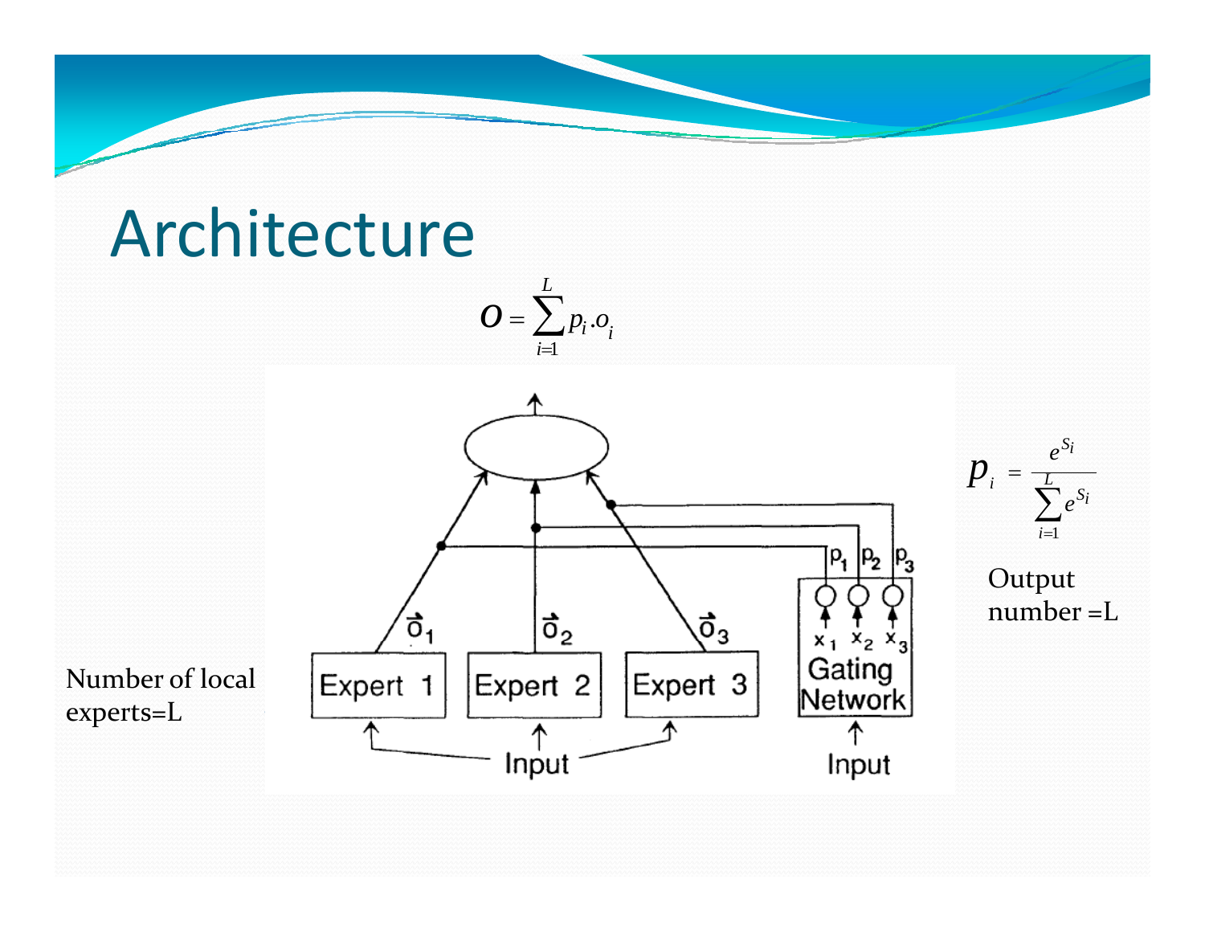# Architecture

$$O = \sum_{i=1}^{L} p_i . o_i$$

$$p_i = \frac{e^{S_i}}{\sum_{i=1}^{L} e^{S_i}}$$

Output number =L

Number of local experts=L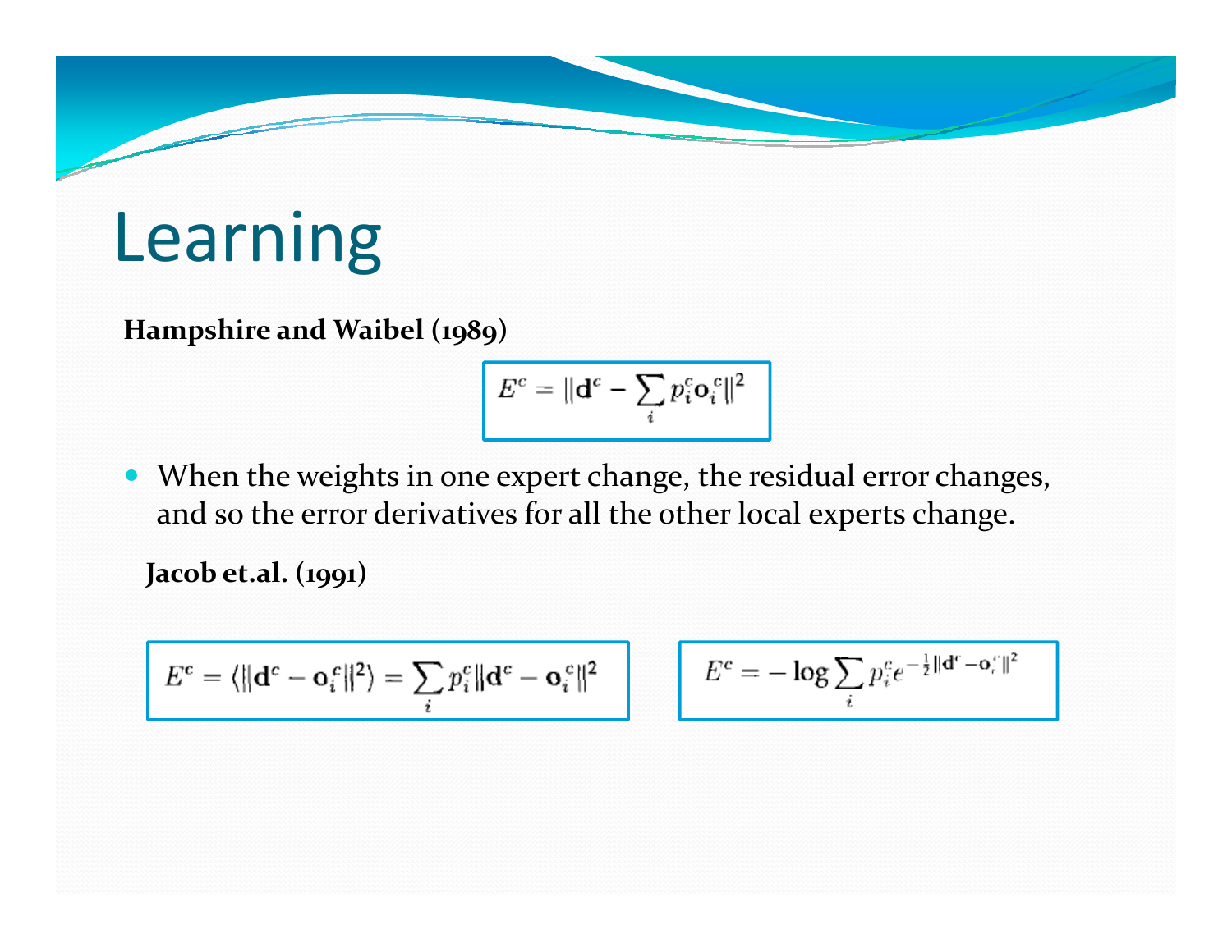# Learning

**Hampshire and Waibel (1989)**

$$E^c = \|\mathbf{d}^c - \sum_i p_i^c \mathbf{o}_i^c\|^2$$

- When the weights in one expert change, the residual error changes, and so the error derivatives for all the other local experts change.

**Jacob et.al. (1991)**

$$E^c = \langle \|\mathbf{d}^c - \mathbf{o}_i^c\|^2 \rangle = \sum_i p_i^c \|\mathbf{d}^c - \mathbf{o}_i^c\|^2$$

$$E^c = -\log \sum_i p_i^c e^{-\frac{1}{2}\|\mathbf{d}^c - \mathbf{o}_i^c\|^2}$$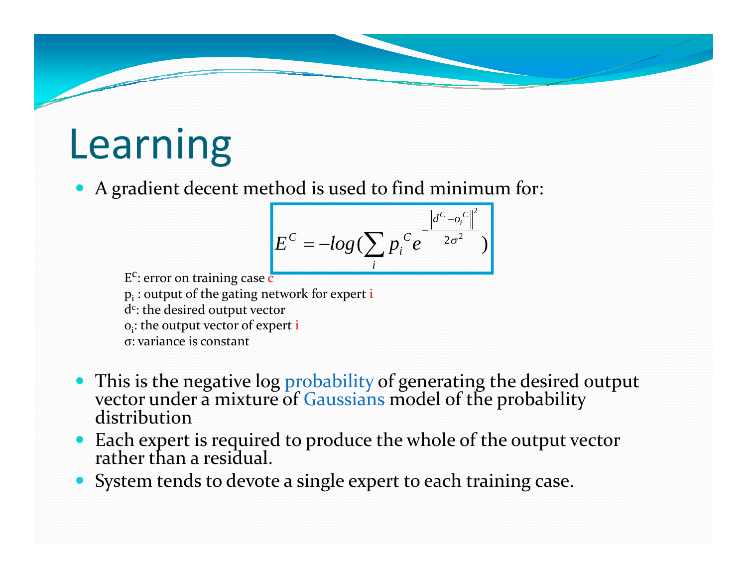# Learning

- A gradient decent method is used to find minimum for:

$$E^C = -log(\sum_i p_i^C e^{-\frac{\left\| d^C - o_i^C \right\|^2}{2\sigma^2}})$$

$E^C$: error on training case c
$p_i$ : output of the gating network for expert i
$d^c$: the desired output vector
$o_i$: the output vector of expert i
σ: variance is constant

- This is the negative log probability of generating the desired output vector under a mixture of Gaussians model of the probability distribution
- Each expert is required to produce the whole of the output vector rather than a residual.
- System tends to devote a single expert to each training case.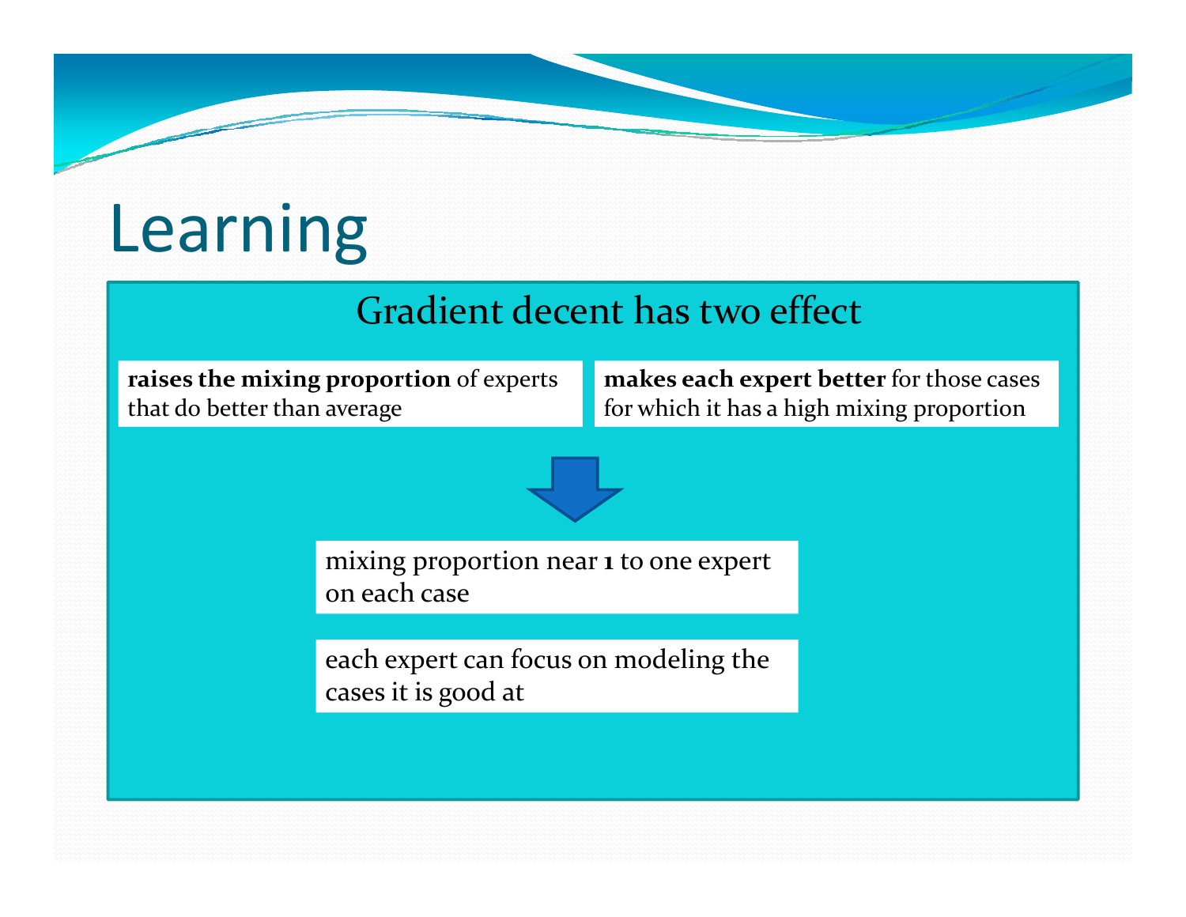# Learning

## Gradient decent has two effect

**raises the mixing proportion** of experts that do better than average

**makes each expert better** for those cases for which it has a high mixing proportion

mixing proportion near 1 to one expert on each case

each expert can focus on modeling the cases it is good at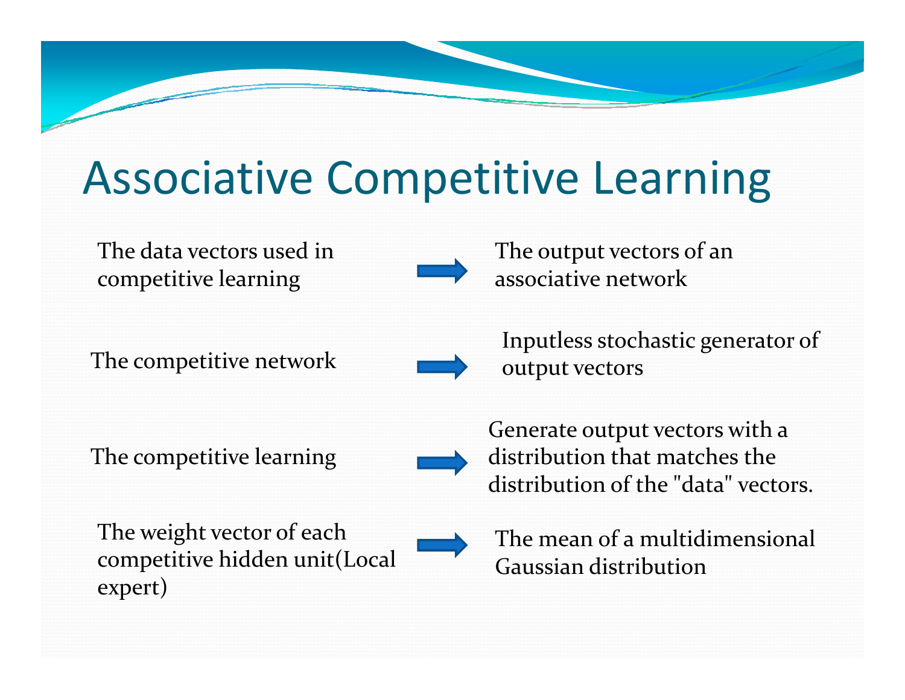# Associative Competitive Learning

| | | |
|---|---|---|
| The data vectors used in competitive learning | ➡ | The output vectors of an associative network |
| The competitive network | ➡ | Inputless stochastic generator of output vectors |
| The competitive learning | ➡ | Generate output vectors with a distribution that matches the distribution of the "data" vectors. |
| The weight vector of each competitive hidden unit(Local expert) | ➡ | The mean of a multidimensional Gaussian distribution |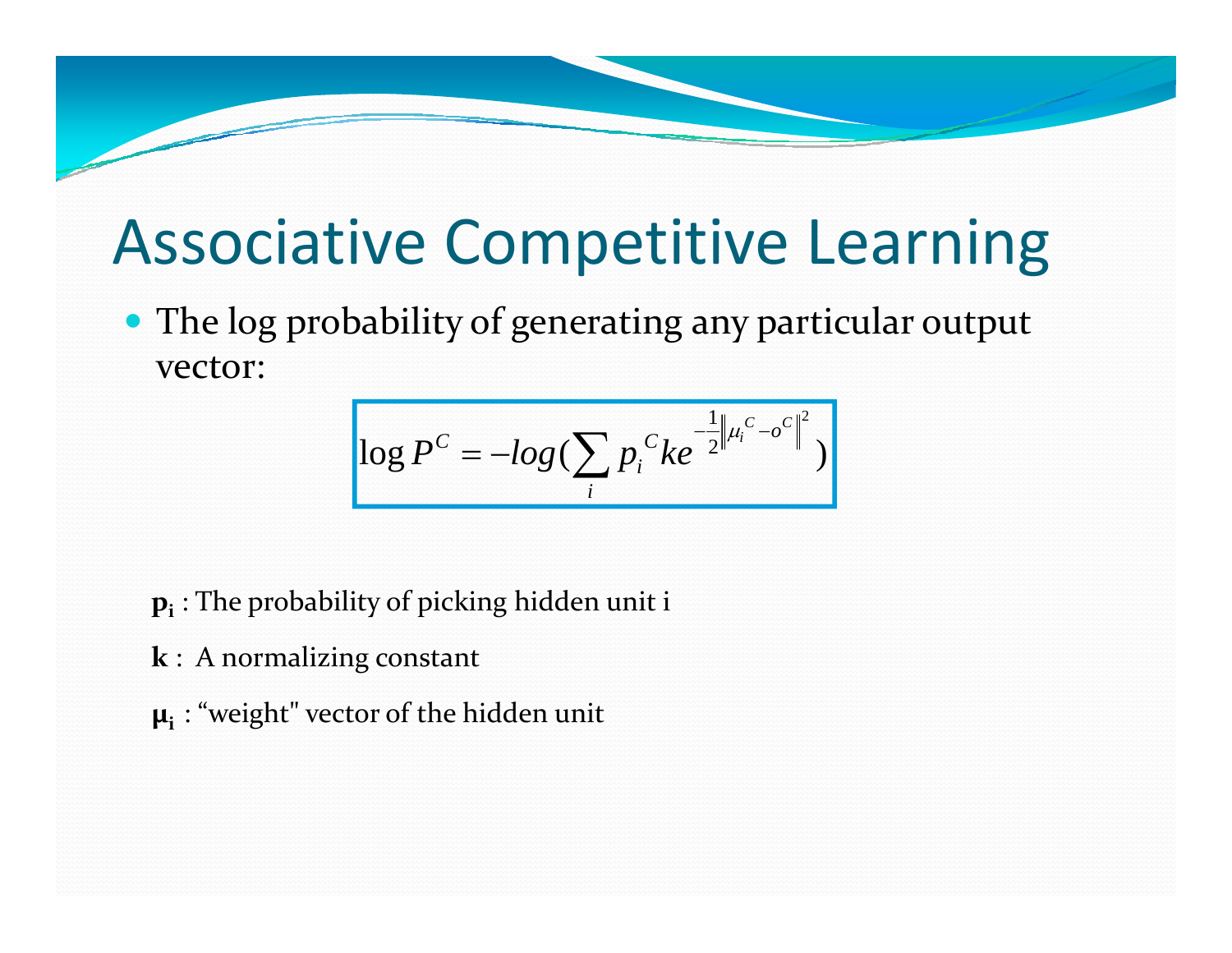# Associative Competitive Learning

- The log probability of generating any particular output vector:

$$\log P^C = -log(\sum_i p_i{}^C k e^{-\frac{1}{2}\left\| \mu_i{}^C - o^C \right\|^2})$$

**$p_i$** : The probability of picking hidden unit i

**k** : A normalizing constant

**$\mu_i$** : “weight" vector of the hidden unit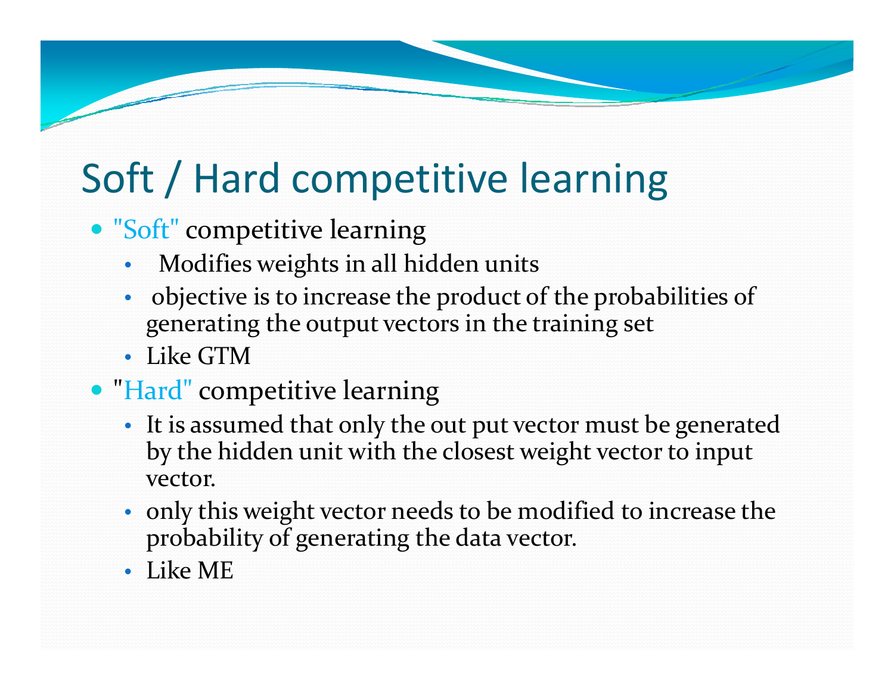# Soft / Hard competitive learning

- "Soft" competitive learning
  - Modifies weights in all hidden units
  - objective is to increase the product of the probabilities of generating the output vectors in the training set
  - Like GTM
- "Hard" competitive learning
  - It is assumed that only the out put vector must be generated by the hidden unit with the closest weight vector to input vector.
  - only this weight vector needs to be modified to increase the probability of generating the data vector.
  - Like ME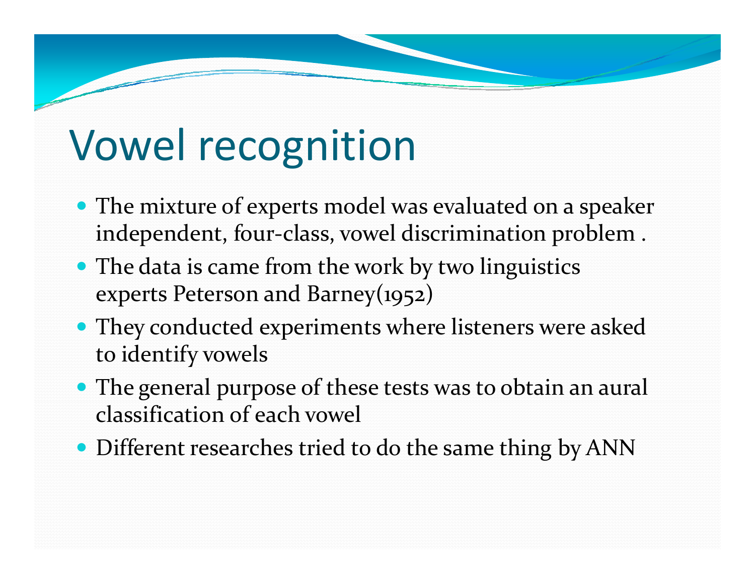# Vowel recognition

- The mixture of experts model was evaluated on a speaker independent, four-class, vowel discrimination problem .
- The data is came from the work by two linguistics experts Peterson and Barney(1952)
- They conducted experiments where listeners were asked to identify vowels
- The general purpose of these tests was to obtain an aural classification of each vowel
- Different researches tried to do the same thing by ANN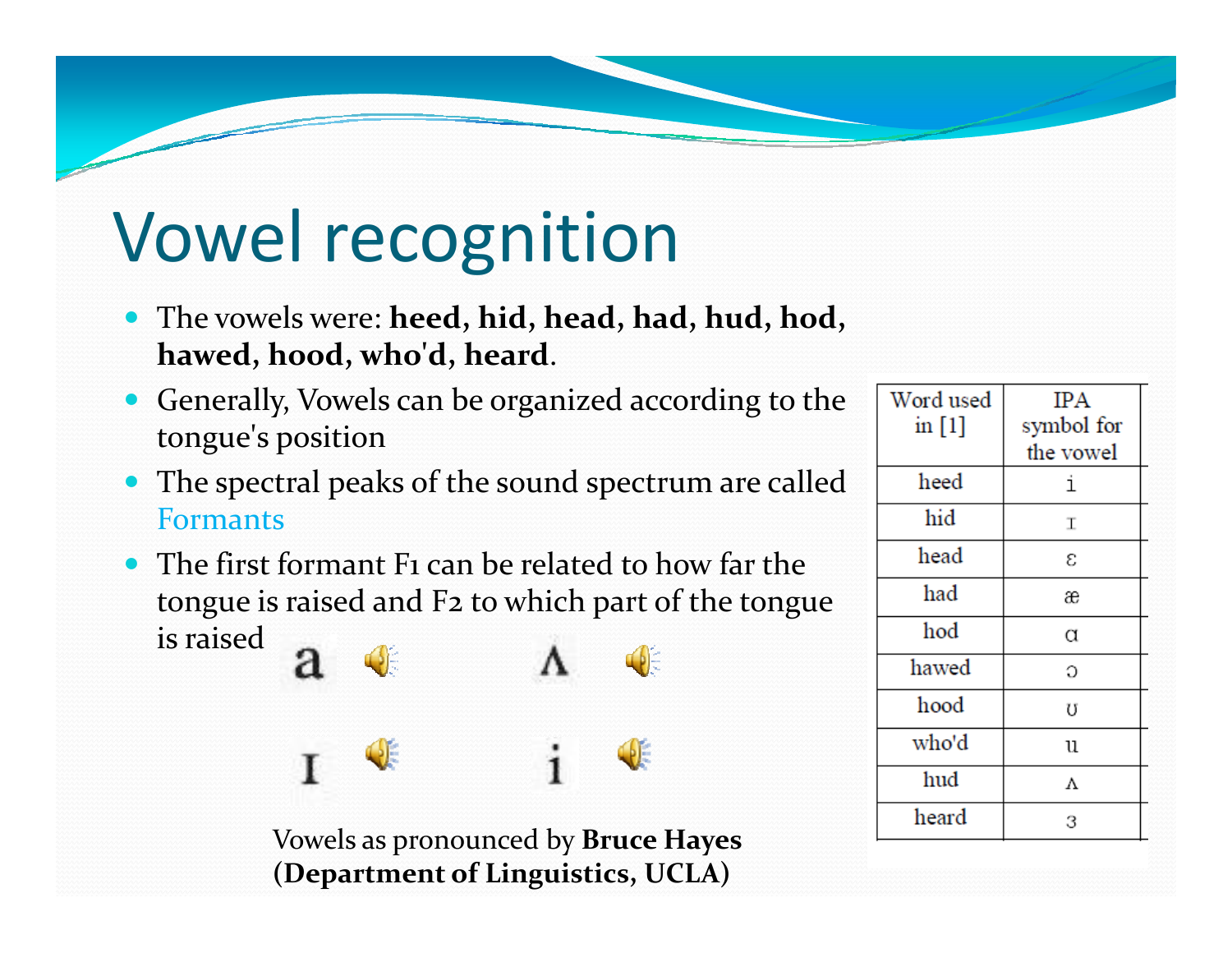# Vowel recognition

- The vowels were: **heed**, **hid**, **head**, **had**, **hud**, **hod**, **hawed**, **hood**, **who'd**, **heard**.
- Generally, Vowels can be organized according to the tongue's position
- The spectral peaks of the sound spectrum are called Formants
- The first formant F1 can be related to how far the tongue is raised and F2 to which part of the tongue is raised

a ʌ

ɪ i

Vowels as pronounced by **Bruce Hayes (Department of Linguistics, UCLA)**

| Word used in [1] | IPA symbol for the vowel |
|---|---|
| heed | i |
| hid | ɪ |
| head | ɛ |
| had | æ |
| hod | ɑ |
| hawed | ɔ |
| hood | ʊ |
| who'd | u |
| hud | ʌ |
| heard | ɜ |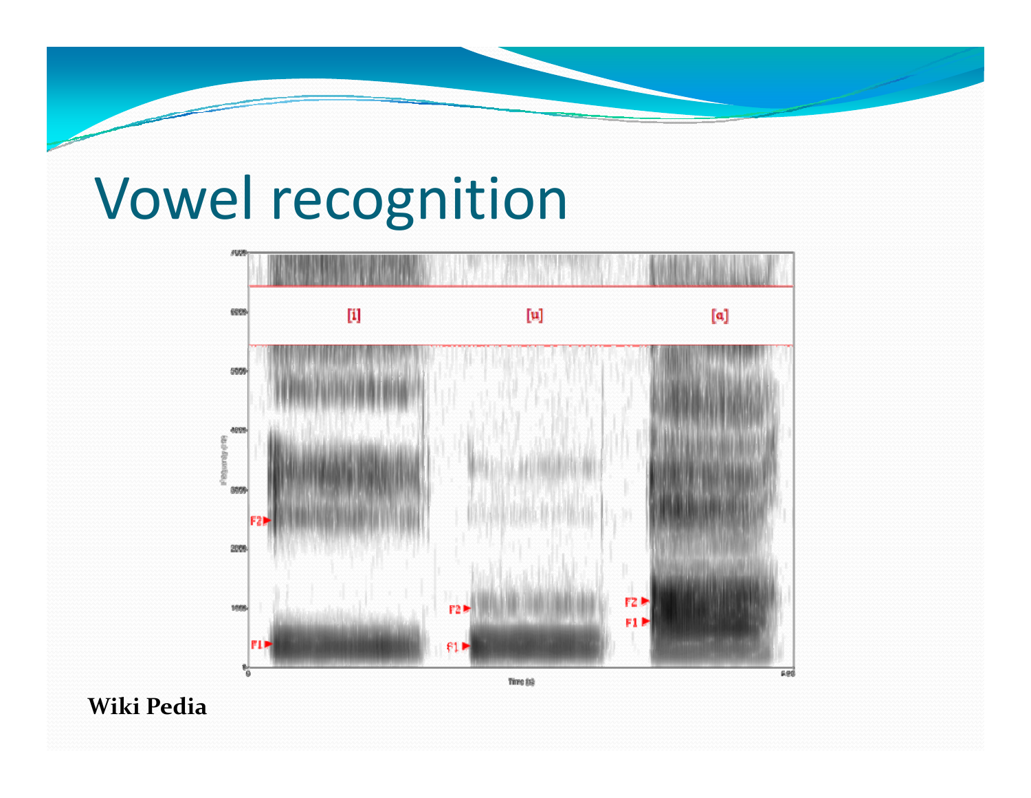# Vowel recognition

**Wiki Pedia**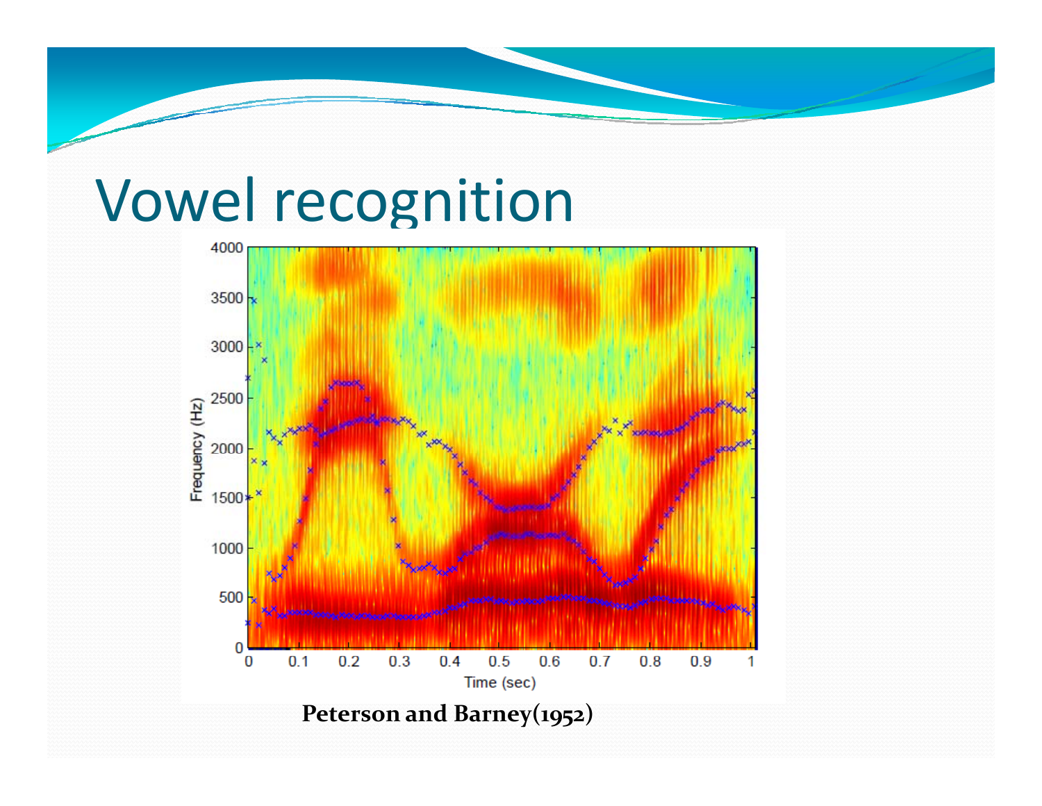# Vowel recognition

Peterson and Barney(1952)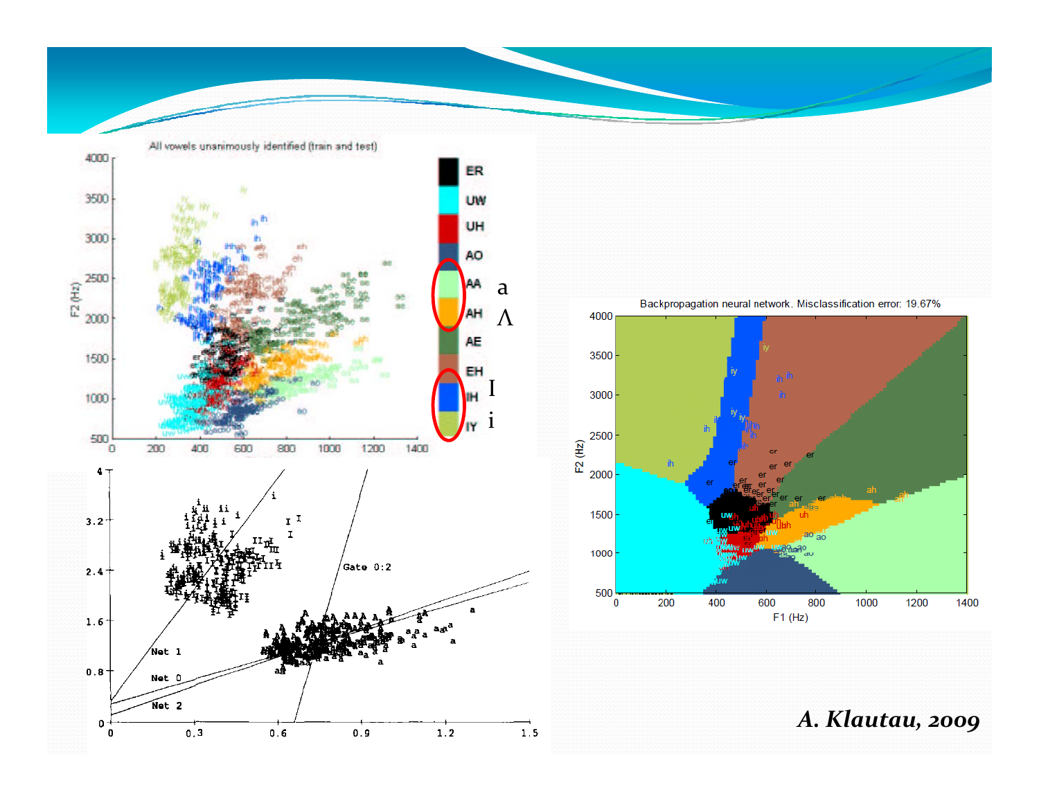All vowels unanimously identified (train and test)

Backpropagation neural network. Misclassification error: 19.67%

*A. Klautau, 2009*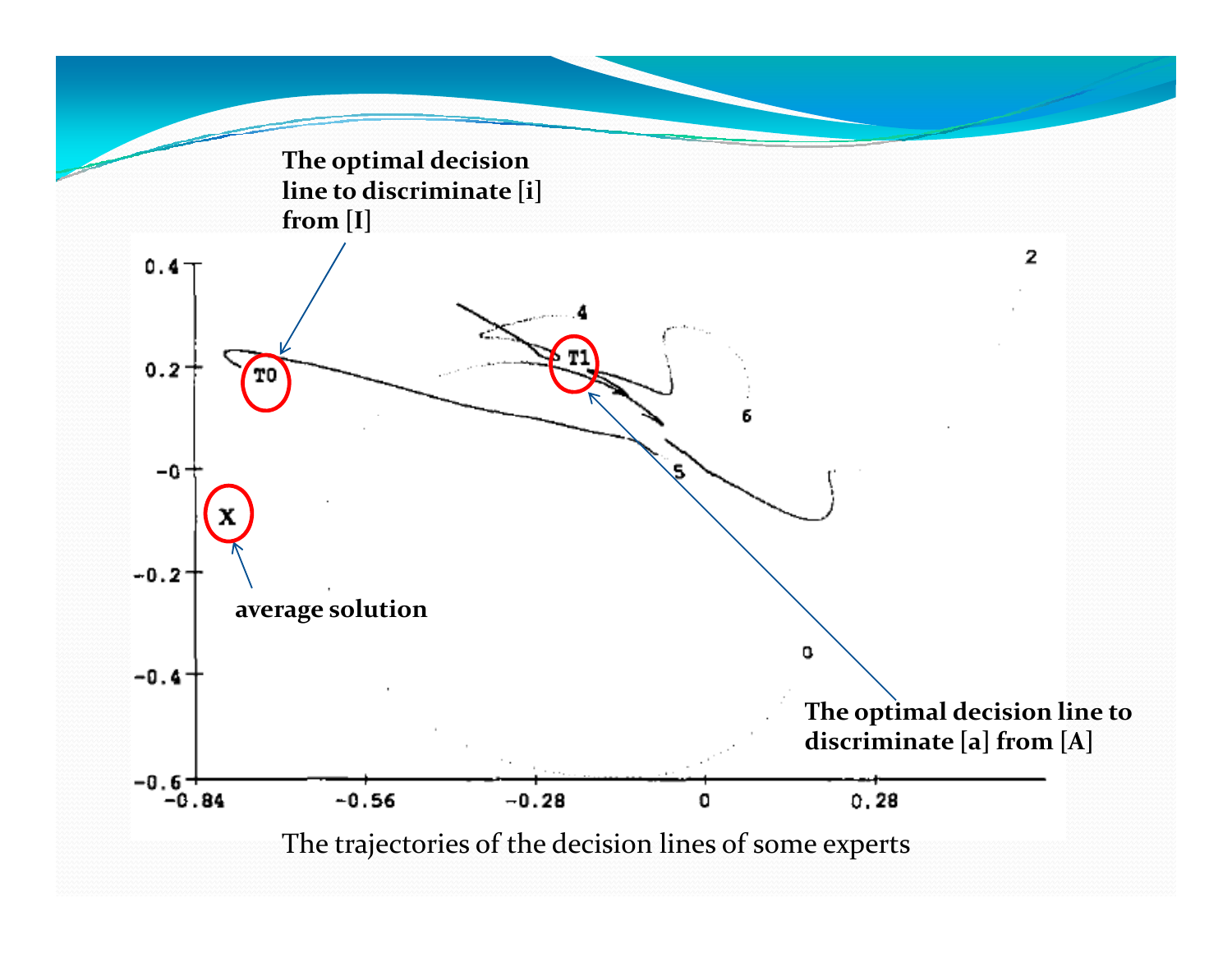The optimal decision line to discriminate [i] from [I]

The optimal decision line to discriminate [a] from [A]

average solution

The trajectories of the decision lines of some experts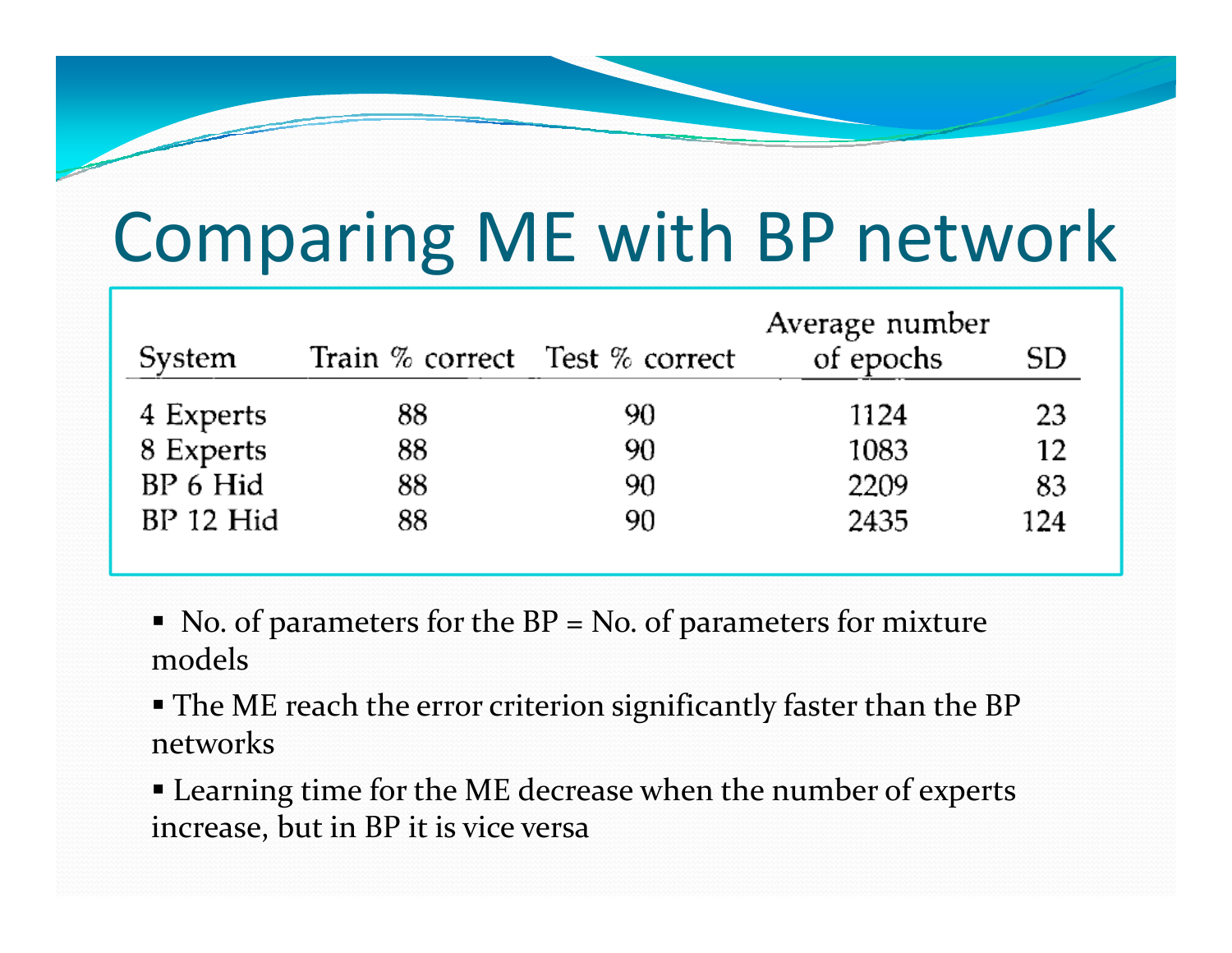# Comparing ME with BP network

| System | Train % correct | Test % correct | Average number of epochs | SD |
|---|---|---|---|---|
| 4 Experts | 88 | 90 | 1124 | 23 |
| 8 Experts | 88 | 90 | 1083 | 12 |
| BP 6 Hid | 88 | 90 | 2209 | 83 |
| BP 12 Hid | 88 | 90 | 2435 | 124 |

- No. of parameters for the BP = No. of parameters for mixture models
- The ME reach the error criterion significantly faster than the BP networks
- Learning time for the ME decrease when the number of experts increase, but in BP it is vice versa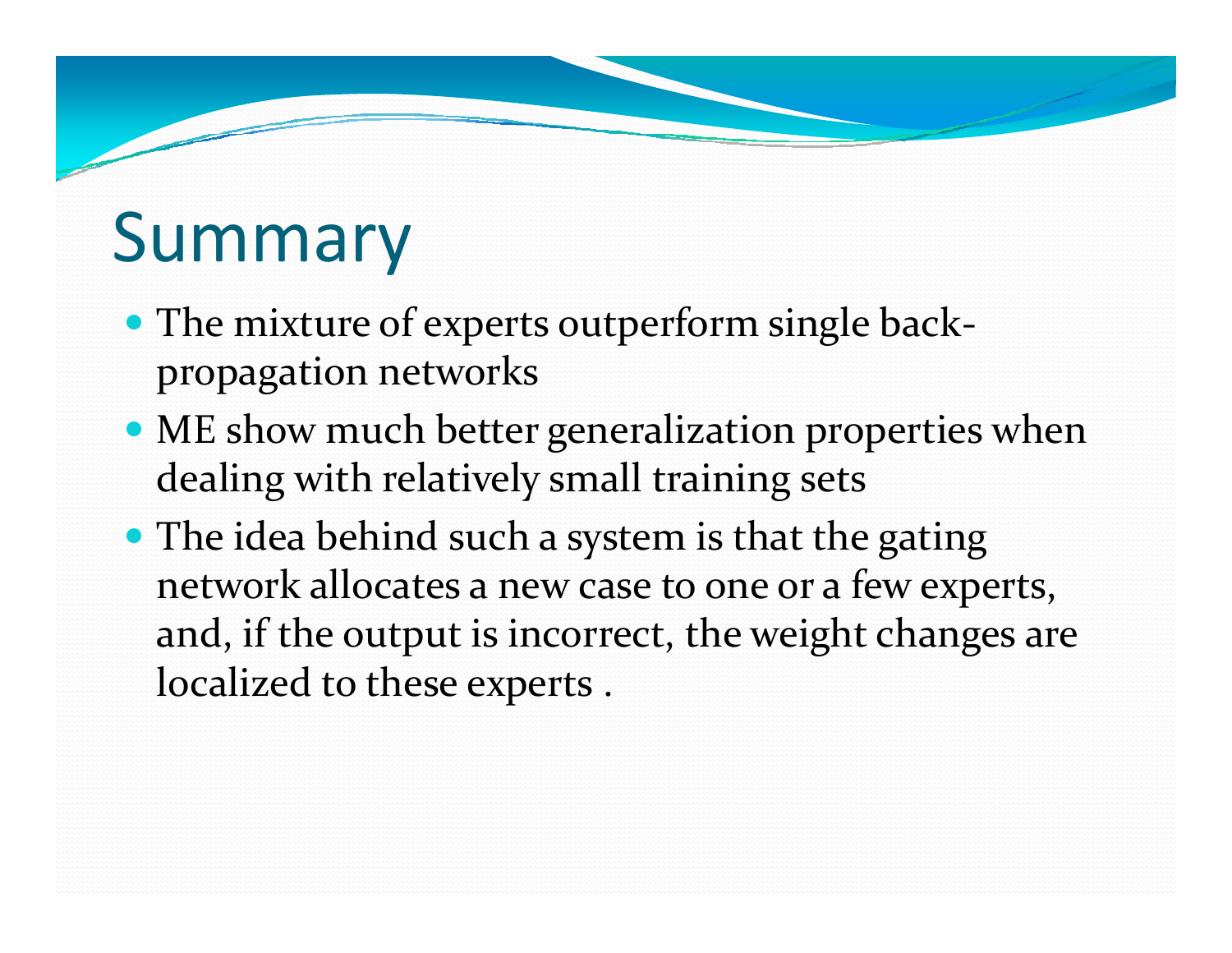# Summary

- The mixture of experts outperform single back-propagation networks
- ME show much better generalization properties when dealing with relatively small training sets
- The idea behind such a system is that the gating network allocates a new case to one or a few experts, and, if the output is incorrect, the weight changes are localized to these experts .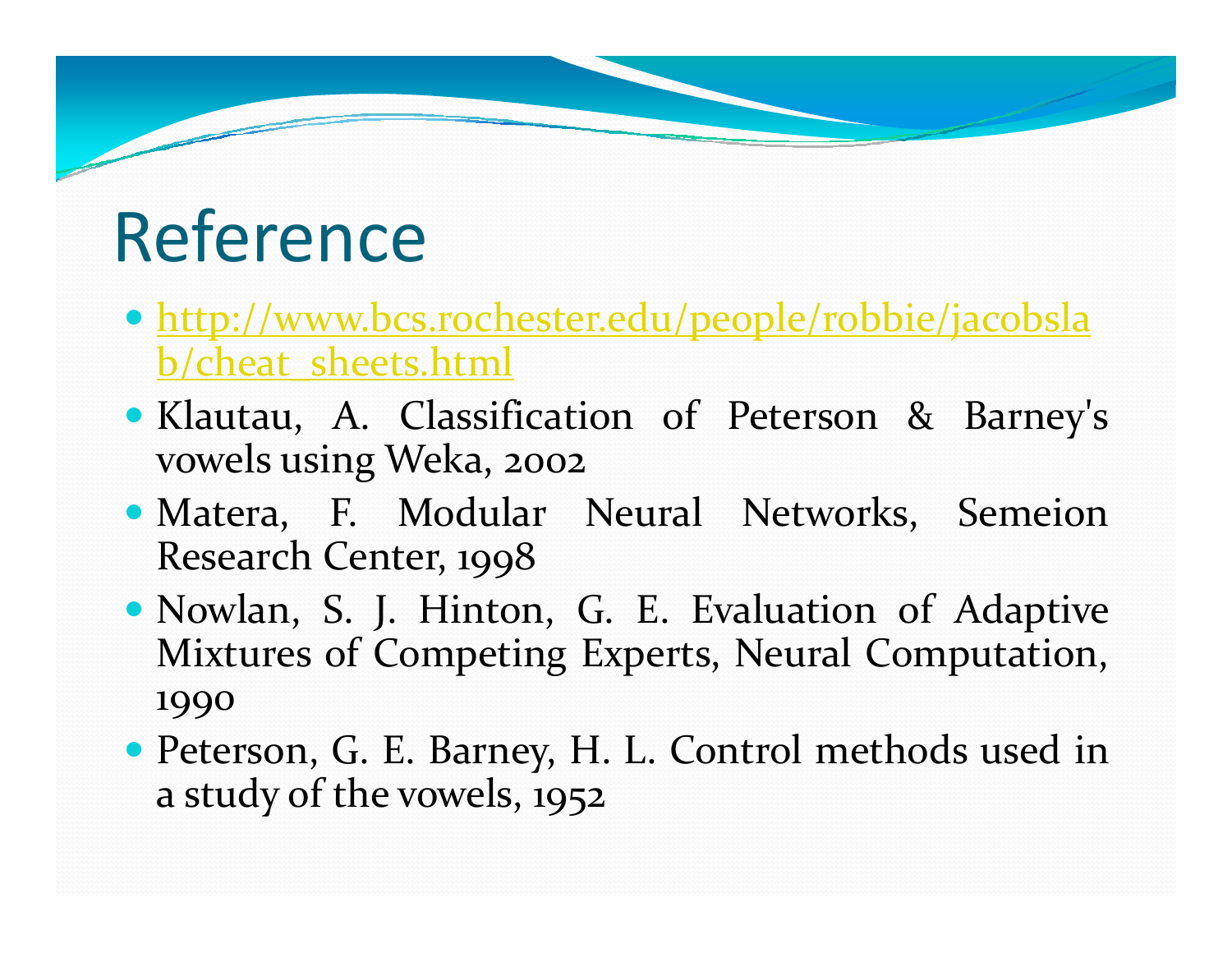# Reference

- [http://www.bcs.rochester.edu/people/robbie/jacobslab/cheat_sheets.html](http://www.bcs.rochester.edu/people/robbie/jacobslab/cheat_sheets.html)
- Klautau, A. Classification of Peterson & Barney's vowels using Weka, 2002
- Matera, F. Modular Neural Networks, Semeion Research Center, 1998
- Nowlan, S. J. Hinton, G. E. Evaluation of Adaptive Mixtures of Competing Experts, Neural Computation, 1990
- Peterson, G. E. Barney, H. L. Control methods used in a study of the vowels, 1952